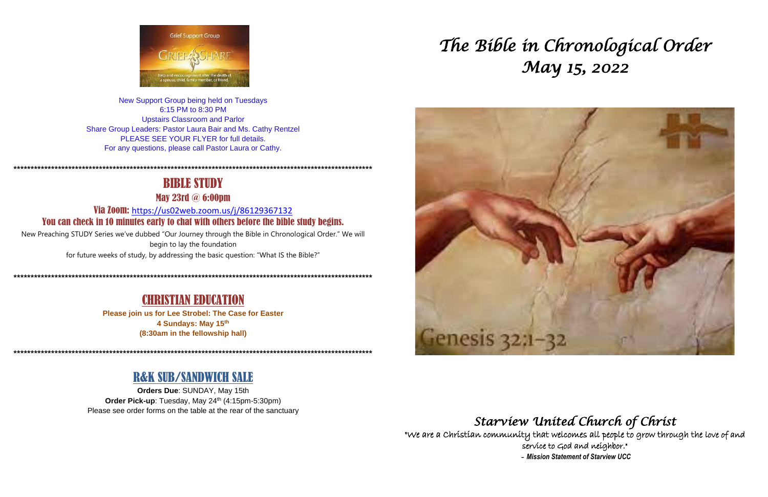New Support Group being held on Tuesdays
6:15 PM to 8:30 PM
Upstairs Classroom and Parlor
Share Group Leaders: Pastor Laura Bair and Ms. Cathy Rentzel
PLEASE SEE YOUR FLYER for full details.
For any questions, please call Pastor Laura or Cathy.

*************************************************************************************************************

## BIBLE STUDY

### May 23rd @ 6:00pm

**Via Zoom:** https://us02web.zoom.us/j/86129367132

**You can check in 10 minutes early to chat with others before the bible study begins.**

New Preaching STUDY Series we've dubbed "Our Journey through the Bible in Chronological Order." We will begin to lay the foundation for future weeks of study, by addressing the basic question: "What IS the Bible?"

*************************************************************************************************************

## CHRISTIAN EDUCATION

**Please join us for Lee Strobel: The Case for Easter**
**4 Sundays: May 15th**
**(8:30am in the fellowship hall)**

*************************************************************************************************************

## R&K SUB/SANDWICH SALE

**Orders Due**: SUNDAY, May 15th
**Order Pick-up**: Tuesday, May 24th (4:15pm-5:30pm)
Please see order forms on the table at the rear of the sanctuary

# *The Bible in Chronological Order*
# *May 15, 2022*

Genesis 32:1-32

## *Starview United Church of Christ*

"We are a Christian community that welcomes all people to grow through the love of and service to God and neighbor."

*- Mission Statement of Starview UCC*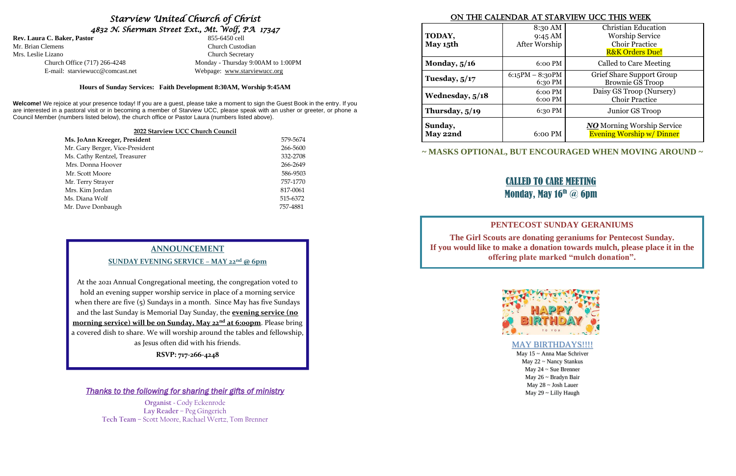# *Starview United Church of Christ*

## *4832 N. Sherman Street Ext., Mt. Wolf, PA 17347*

**Rev. Laura C. Baker, Pastor** — 855-6450 cell
Mr. Brian Clemens — Church Custodian
Mrs. Leslie Lizano — Church Secretary
Church Office (717) 266-4248 — Monday - Thursday 9:00AM to 1:00PM
E-mail: starviewucc@comcast.net — Webpage: www.starviewucc.org

**Hours of Sunday Services: Faith Development 8:30AM, Worship 9:45AM**

**Welcome!** We rejoice at your presence today! If you are a guest, please take a moment to sign the Guest Book in the entry. If you are interested in a pastoral visit or in becoming a member of Starview UCC, please speak with an usher or greeter, or phone a Council Member (numbers listed below), the church office or Pastor Laura (numbers listed above).

**2022 Starview UCC Church Council**

| | |
|---|---|
| **Ms. JoAnn Kreeger, President** | 579-5674 |
| Mr. Gary Berger, Vice-President | 266-5600 |
| Ms. Cathy Rentzel, Treasurer | 332-2708 |
| Mrs. Donna Hoover | 266-2649 |
| Mr. Scott Moore | 586-9503 |
| Mr. Terry Strayer | 757-1770 |
| Mrs. Kim Jordan | 817-0061 |
| Ms. Diana Wolf | 515-6372 |
| Mr. Dave Donbaugh | 757-4881 |

## ANNOUNCEMENT

**SUNDAY EVENING SERVICE – MAY 22nd @ 6pm**

At the 2021 Annual Congregational meeting, the congregation voted to hold an evening supper worship service in place of a morning service when there are five (5) Sundays in a month. Since May has five Sundays and the last Sunday is Memorial Day Sunday, the **evening service (no morning service) will be on Sunday, May 22nd at 6:00pm**. Please bring a covered dish to share. We will worship around the tables and fellowship, as Jesus often did with his friends.

**RSVP: 717-266-4248**

*Thanks to the following for sharing their gifts of ministry*

**Organist** - Cody Eckenrode
**Lay Reader** – Peg Gingerich
**Tech Team** – Scott Moore, Rachael Wertz, Tom Brenner

## ON THE CALENDAR AT STARVIEW UCC THIS WEEK

| | | |
|---|---|---|
| **TODAY, May 15th** | 8:30 AM<br>9:45 AM<br>After Worship | Christian Education<br>Worship Service<br>Choir Practice<br>**R&K Orders Due!** |
| **Monday, 5/16** | 6:00 PM | Called to Care Meeting |
| **Tuesday, 5/17** | 6:15PM – 8:30PM<br>6:30 PM | Grief Share Support Group<br>Brownie GS Troop |
| **Wednesday, 5/18** | 6:00 PM<br>6:00 PM | Daisy GS Troop (Nursery)<br>Choir Practice |
| **Thursday, 5/19** | 6:30 PM | Junior GS Troop |
| **Sunday, May 22nd** | 6:00 PM | ***NO*** Morning Worship Service<br>Evening Worship w/ Dinner |

**~ MASKS OPTIONAL, BUT ENCOURAGED WHEN MOVING AROUND ~**

## CALLED TO CARE MEETING
## Monday, May 16th @ 6pm

## PENTECOST SUNDAY GERANIUMS

**The Girl Scouts are donating geraniums for Pentecost Sunday. If you would like to make a donation towards mulch, please place it in the offering plate marked "mulch donation".**

HAPPY BIRTHDAY TO YOU

**MAY BIRTHDAYS!!!!**

May 15 ~ Anna Mae Schriver
May 22 ~ Nancy Stankus
May 24 ~ Sue Brenner
May 26 ~ Bradyn Bair
May 28 ~ Josh Lauer
May 29 ~ Lilly Haugh